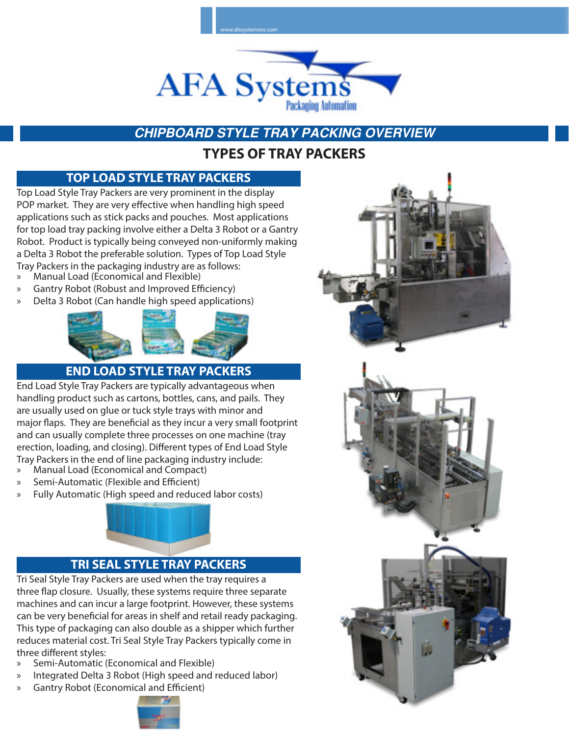www.afasystemsinc.com

AFA Systems
Packaging Automation

# CHIPBOARD STYLE TRAY PACKING OVERVIEW

## TYPES OF TRAY PACKERS

### TOP LOAD STYLE TRAY PACKERS

Top Load Style Tray Packers are very prominent in the display POP market. They are very effective when handling high speed applications such as stick packs and pouches. Most applications for top load tray packing involve either a Delta 3 Robot or a Gantry Robot. Product is typically being conveyed non-uniformly making a Delta 3 Robot the preferable solution. Types of Top Load Style Tray Packers in the packaging industry are as follows:

» Manual Load (Economical and Flexible)
» Gantry Robot (Robust and Improved Efficiency)
» Delta 3 Robot (Can handle high speed applications)

### END LOAD STYLE TRAY PACKERS

End Load Style Tray Packers are typically advantageous when handling product such as cartons, bottles, cans, and pails. They are usually used on glue or tuck style trays with minor and major flaps. They are beneficial as they incur a very small footprint and can usually complete three processes on one machine (tray erection, loading, and closing). Different types of End Load Style Tray Packers in the end of line packaging industry include:

» Manual Load (Economical and Compact)
» Semi-Automatic (Flexible and Efficient)
» Fully Automatic (High speed and reduced labor costs)

### TRI SEAL STYLE TRAY PACKERS

Tri Seal Style Tray Packers are used when the tray requires a three flap closure. Usually, these systems require three separate machines and can incur a large footprint. However, these systems can be very beneficial for areas in shelf and retail ready packaging. This type of packaging can also double as a shipper which further reduces material cost. Tri Seal Style Tray Packers typically come in three different styles:

» Semi-Automatic (Economical and Flexible)
» Integrated Delta 3 Robot (High speed and reduced labor)
» Gantry Robot (Economical and Efficient)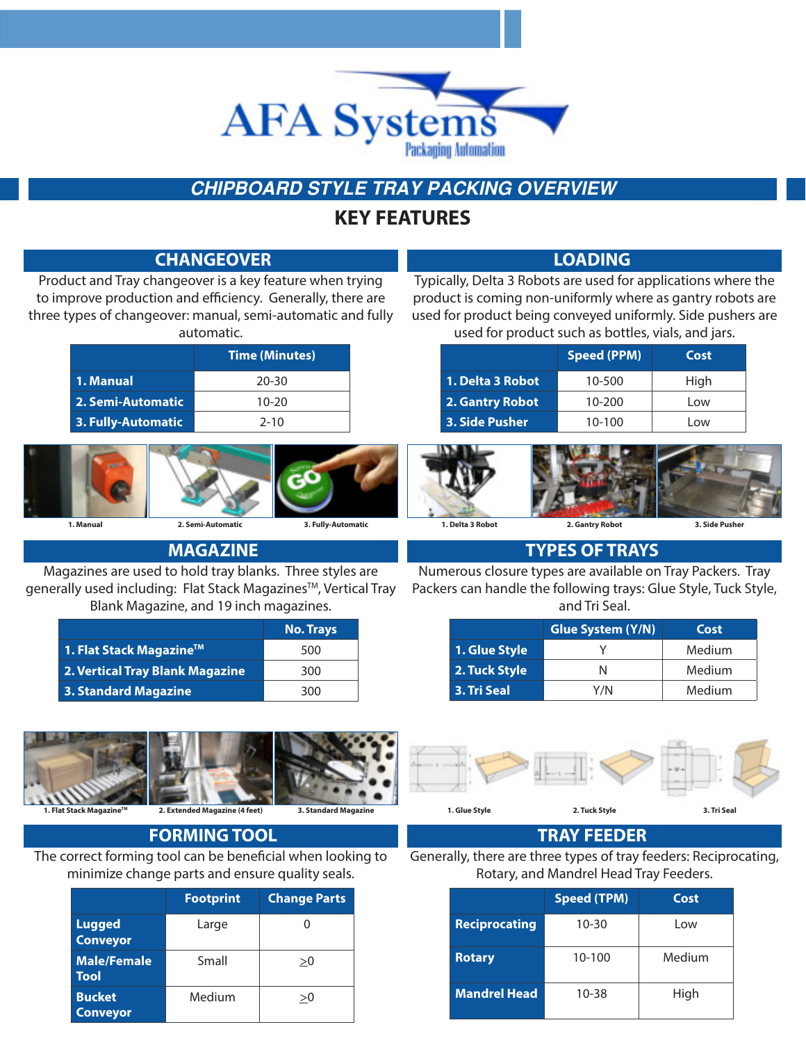AFA Systems
Packaging Automation

# CHIPBOARD STYLE TRAY PACKING OVERVIEW

## KEY FEATURES

### CHANGEOVER

Product and Tray changeover is a key feature when trying to improve production and efficiency. Generally, there are three types of changeover: manual, semi-automatic and fully automatic.

| | Time (Minutes) |
|---|---|
| **1. Manual** | 20-30 |
| **2. Semi-Automatic** | 10-20 |
| **3. Fully-Automatic** | 2-10 |

1. Manual 2. Semi-Automatic 3. Fully-Automatic

### LOADING

Typically, Delta 3 Robots are used for applications where the product is coming non-uniformly where as gantry robots are used for product being conveyed uniformly. Side pushers are used for product such as bottles, vials, and jars.

| | Speed (PPM) | Cost |
|---|---|---|
| **1. Delta 3 Robot** | 10-500 | High |
| **2. Gantry Robot** | 10-200 | Low |
| **3. Side Pusher** | 10-100 | Low |

1. Delta 3 Robot 2. Gantry Robot 3. Side Pusher

### MAGAZINE

Magazines are used to hold tray blanks. Three styles are generally used including: Flat Stack Magazines™, Vertical Tray Blank Magazine, and 19 inch magazines.

| | No. Trays |
|---|---|
| **1. Flat Stack Magazine™** | 500 |
| **2. Vertical Tray Blank Magazine** | 300 |
| **3. Standard Magazine** | 300 |

1. Flat Stack Magazine™ 2. Extended Magazine (4 feet) 3. Standard Magazine

### TYPES OF TRAYS

Numerous closure types are available on Tray Packers. Tray Packers can handle the following trays: Glue Style, Tuck Style, and Tri Seal.

| | Glue System (Y/N) | Cost |
|---|---|---|
| **1. Glue Style** | Y | Medium |
| **2. Tuck Style** | N | Medium |
| **3. Tri Seal** | Y/N | Medium |

1. Glue Style 2. Tuck Style 3. Tri Seal

### FORMING TOOL

The correct forming tool can be beneficial when looking to minimize change parts and ensure quality seals.

| | Footprint | Change Parts |
|---|---|---|
| **Lugged Conveyor** | Large | 0 |
| **Male/Female Tool** | Small | $\geq 0$ |
| **Bucket Conveyor** | Medium | $\geq 0$ |

### TRAY FEEDER

Generally, there are three types of tray feeders: Reciprocating, Rotary, and Mandrel Head Tray Feeders.

| | Speed (TPM) | Cost |
|---|---|---|
| **Reciprocating** | 10-30 | Low |
| **Rotary** | 10-100 | Medium |
| **Mandrel Head** | 10-38 | High |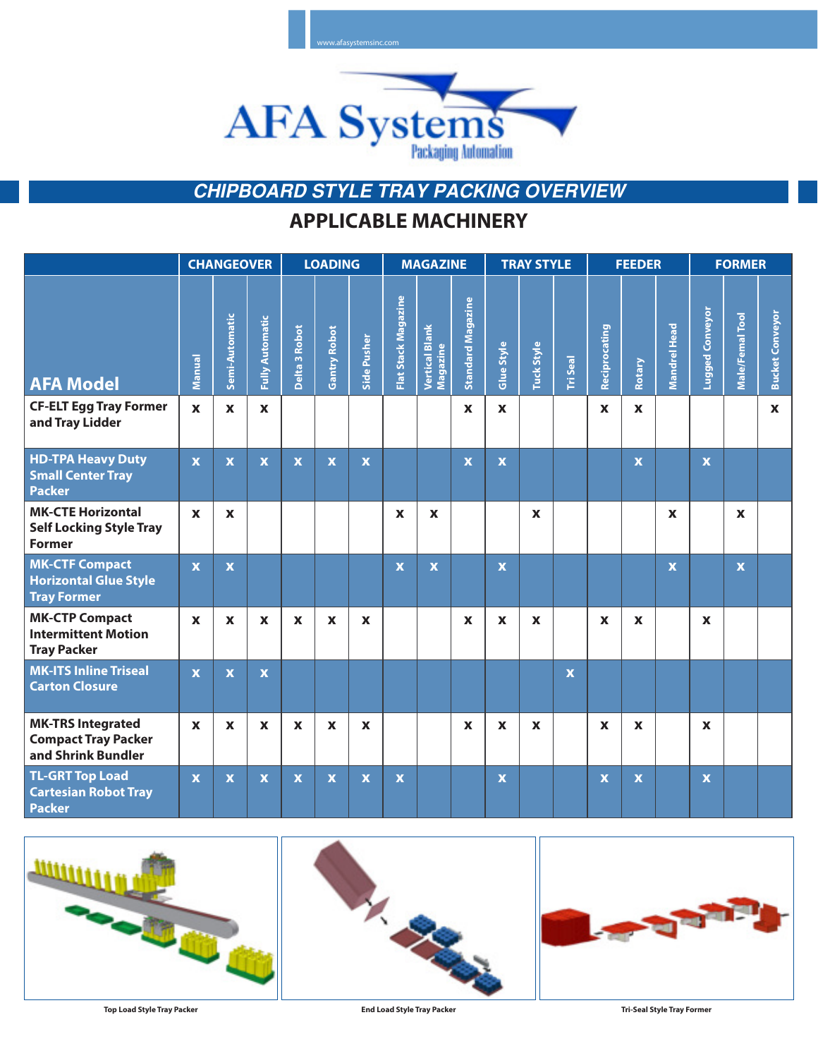# AFA Systems

Packaging Automation

## CHIPBOARD STYLE TRAY PACKING OVERVIEW

## APPLICABLE MACHINERY

| | CHANGEOVER | | | LOADING | | | MAGAZINE | | | TRAY STYLE | | | FEEDER | | | FORMER | | |
|---|---|---|---|---|---|---|---|---|---|---|---|---|---|---|---|---|---|---|
| **AFA Model** | Manual | Semi-Automatic | Fully Automatic | Delta 3 Robot | Gantry Robot | Side Pusher | Flat Stack Magazine | Vertical Blank Magazine | Standard Magazine | Glue Style | Tuck Style | Tri Seal | Reciprocating | Rotary | Mandrel Head | Lugged Conveyor | Male/Femal Tool | Bucket Conveyor |
| **CF-ELT Egg Tray Former and Tray Lidder** | x | x | x | | | | | | x | x | | | x | x | | | | x |
| **HD-TPA Heavy Duty Small Center Tray Packer** | x | x | x | x | x | x | | | x | x | | | | x | | x | | |
| **MK-CTE Horizontal Self Locking Style Tray Former** | x | x | | | | | x | x | | | x | | | | x | | x | |
| **MK-CTF Compact Horizontal Glue Style Tray Former** | x | x | | | | | x | x | | x | | | | | x | | x | |
| **MK-CTP Compact Intermittent Motion Tray Packer** | x | x | x | x | x | x | | | x | x | x | | x | x | | x | | |
| **MK-ITS Inline Triseal Carton Closure** | x | x | x | | | | | | | | | x | | | | | | |
| **MK-TRS Integrated Compact Tray Packer and Shrink Bundler** | x | x | x | x | x | x | | | x | x | x | | x | x | | x | | |
| **TL-GRT Top Load Cartesian Robot Tray Packer** | x | x | x | x | x | x | x | | | x | | | x | x | | x | | |

Top Load Style Tray Packer

End Load Style Tray Packer

Tri-Seal Style Tray Former